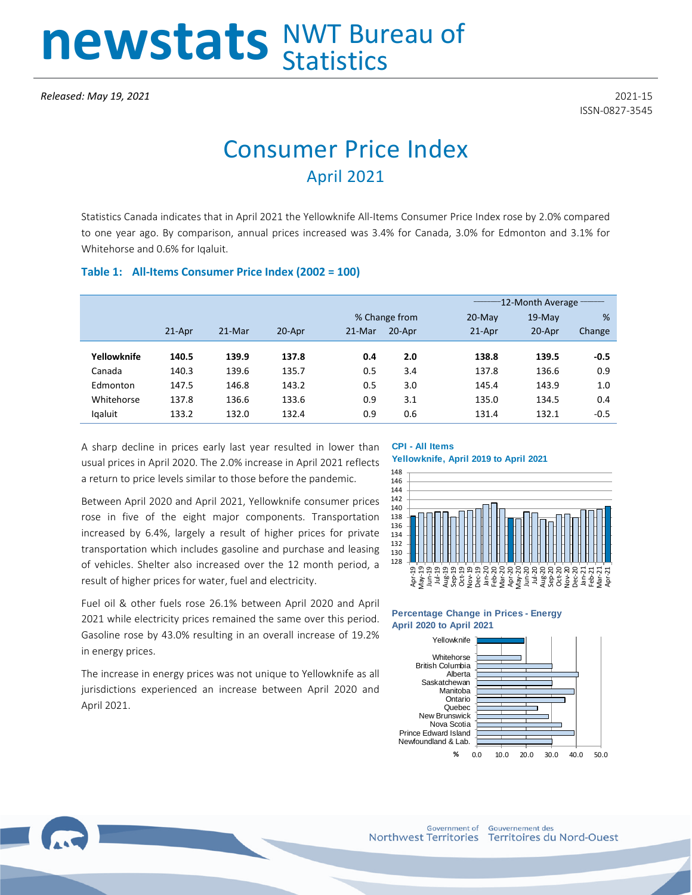# newstats NWT Bureau of Statistics

*Released: May 19, 2021*

2021-15
ISSN-0827-3545

# Consumer Price Index

## April 2021

Statistics Canada indicates that in April 2021 the Yellowknife All-Items Consumer Price Index rose by 2.0% compared to one year ago. By comparison, annual prices increased was 3.4% for Canada, 3.0% for Edmonton and 3.1% for Whitehorse and 0.6% for Iqaluit.

### Table 1: All-Items Consumer Price Index (2002 = 100)

| | | | | % Change from | | 12-Month Average | | |
|---|---|---|---|---|---|---|---|---|
| | 21-Apr | 21-Mar | 20-Apr | 21-Mar | 20-Apr | 20-May 21-Apr | 19-May 20-Apr | % Change |
| **Yellowknife** | **140.5** | **139.9** | **137.8** | **0.4** | **2.0** | **138.8** | **139.5** | **-0.5** |
| Canada | 140.3 | 139.6 | 135.7 | 0.5 | 3.4 | 137.8 | 136.6 | 0.9 |
| Edmonton | 147.5 | 146.8 | 143.2 | 0.5 | 3.0 | 145.4 | 143.9 | 1.0 |
| Whitehorse | 137.8 | 136.6 | 133.6 | 0.9 | 3.1 | 135.0 | 134.5 | 0.4 |
| Iqaluit | 133.2 | 132.0 | 132.4 | 0.9 | 0.6 | 131.4 | 132.1 | -0.5 |

A sharp decline in prices early last year resulted in lower than usual prices in April 2020. The 2.0% increase in April 2021 reflects a return to price levels similar to those before the pandemic.

Between April 2020 and April 2021, Yellowknife consumer prices rose in five of the eight major components. Transportation increased by 6.4%, largely a result of higher prices for private transportation which includes gasoline and purchase and leasing of vehicles. Shelter also increased over the 12 month period, a result of higher prices for water, fuel and electricity.

Fuel oil & other fuels rose 26.1% between April 2020 and April 2021 while electricity prices remained the same over this period. Gasoline rose by 43.0% resulting in an overall increase of 19.2% in energy prices.

The increase in energy prices was not unique to Yellowknife as all jurisdictions experienced an increase between April 2020 and April 2021.

**CPI - All Items**
**Yellowknife, April 2019 to April 2021**

**Percentage Change in Prices - Energy**
**April 2020 to April 2021**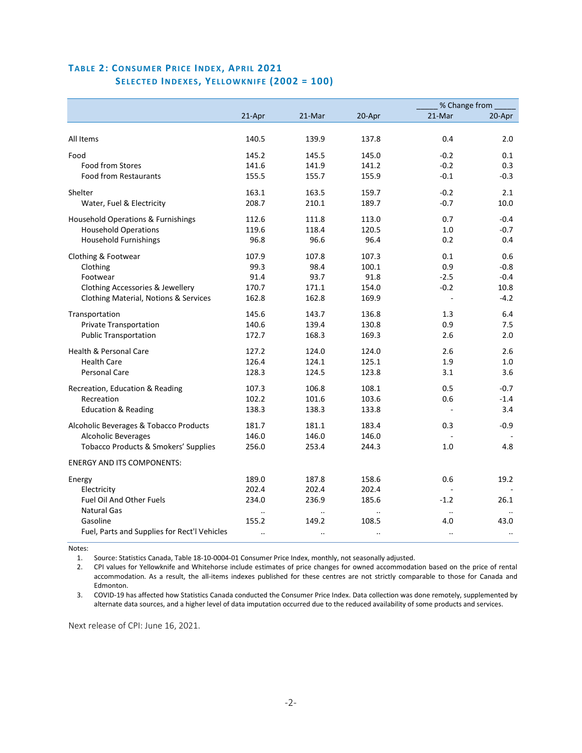## Table 2: Consumer Price Index, April 2021
### Selected Indexes, Yellowknife (2002 = 100)

| | 21-Apr | 21-Mar | 20-Apr | % Change from 21-Mar | % Change from 20-Apr |
|---|---|---|---|---|---|
| All Items | 140.5 | 139.9 | 137.8 | 0.4 | 2.0 |
| Food | 145.2 | 145.5 | 145.0 | -0.2 | 0.1 |
| Food from Stores | 141.6 | 141.9 | 141.2 | -0.2 | 0.3 |
| Food from Restaurants | 155.5 | 155.7 | 155.9 | -0.1 | -0.3 |
| Shelter | 163.1 | 163.5 | 159.7 | -0.2 | 2.1 |
| Water, Fuel & Electricity | 208.7 | 210.1 | 189.7 | -0.7 | 10.0 |
| Household Operations & Furnishings | 112.6 | 111.8 | 113.0 | 0.7 | -0.4 |
| Household Operations | 119.6 | 118.4 | 120.5 | 1.0 | -0.7 |
| Household Furnishings | 96.8 | 96.6 | 96.4 | 0.2 | 0.4 |
| Clothing & Footwear | 107.9 | 107.8 | 107.3 | 0.1 | 0.6 |
| Clothing | 99.3 | 98.4 | 100.1 | 0.9 | -0.8 |
| Footwear | 91.4 | 93.7 | 91.8 | -2.5 | -0.4 |
| Clothing Accessories & Jewellery | 170.7 | 171.1 | 154.0 | -0.2 | 10.8 |
| Clothing Material, Notions & Services | 162.8 | 162.8 | 169.9 | - | -4.2 |
| Transportation | 145.6 | 143.7 | 136.8 | 1.3 | 6.4 |
| Private Transportation | 140.6 | 139.4 | 130.8 | 0.9 | 7.5 |
| Public Transportation | 172.7 | 168.3 | 169.3 | 2.6 | 2.0 |
| Health & Personal Care | 127.2 | 124.0 | 124.0 | 2.6 | 2.6 |
| Health Care | 126.4 | 124.1 | 125.1 | 1.9 | 1.0 |
| Personal Care | 128.3 | 124.5 | 123.8 | 3.1 | 3.6 |
| Recreation, Education & Reading | 107.3 | 106.8 | 108.1 | 0.5 | -0.7 |
| Recreation | 102.2 | 101.6 | 103.6 | 0.6 | -1.4 |
| Education & Reading | 138.3 | 138.3 | 133.8 | - | 3.4 |
| Alcoholic Beverages & Tobacco Products | 181.7 | 181.1 | 183.4 | 0.3 | -0.9 |
| Alcoholic Beverages | 146.0 | 146.0 | 146.0 | - | - |
| Tobacco Products & Smokers' Supplies | 256.0 | 253.4 | 244.3 | 1.0 | 4.8 |
| ENERGY AND ITS COMPONENTS: | | | | | |
| Energy | 189.0 | 187.8 | 158.6 | 0.6 | 19.2 |
| Electricity | 202.4 | 202.4 | 202.4 | - | - |
| Fuel Oil And Other Fuels | 234.0 | 236.9 | 185.6 | -1.2 | 26.1 |
| Natural Gas | .. | .. | .. | .. | .. |
| Gasoline | 155.2 | 149.2 | 108.5 | 4.0 | 43.0 |
| Fuel, Parts and Supplies for Rect'l Vehicles | .. | .. | .. | .. | .. |

Notes:

1. Source: Statistics Canada, Table 18-10-0004-01 Consumer Price Index, monthly, not seasonally adjusted.
2. CPI values for Yellowknife and Whitehorse include estimates of price changes for owned accommodation based on the price of rental accommodation. As a result, the all-items indexes published for these centres are not strictly comparable to those for Canada and Edmonton.
3. COVID-19 has affected how Statistics Canada conducted the Consumer Price Index. Data collection was done remotely, supplemented by alternate data sources, and a higher level of data imputation occurred due to the reduced availability of some products and services.

Next release of CPI: June 16, 2021.